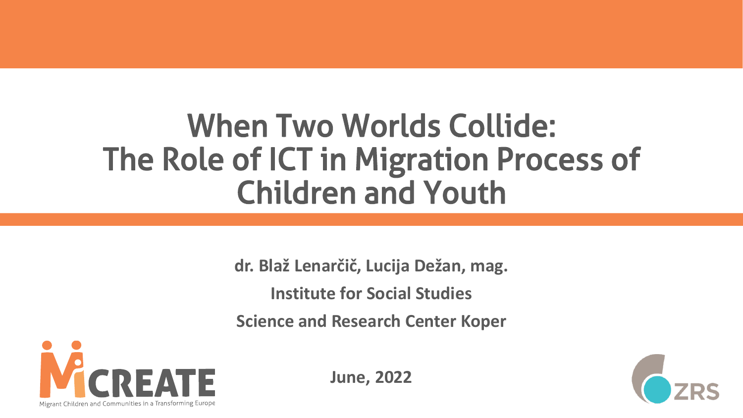# When Two Worlds Collide: The Role of ICT in Migration Process of Children and Youth

**dr. Blaž Lenarčič, Lucija Dežan, mag.**

**Institute for Social Studies**

**Science and Research Center Koper**

MiCREATE

Migrant Children and Communities in a Transforming Europe

**June, 2022**

ZRS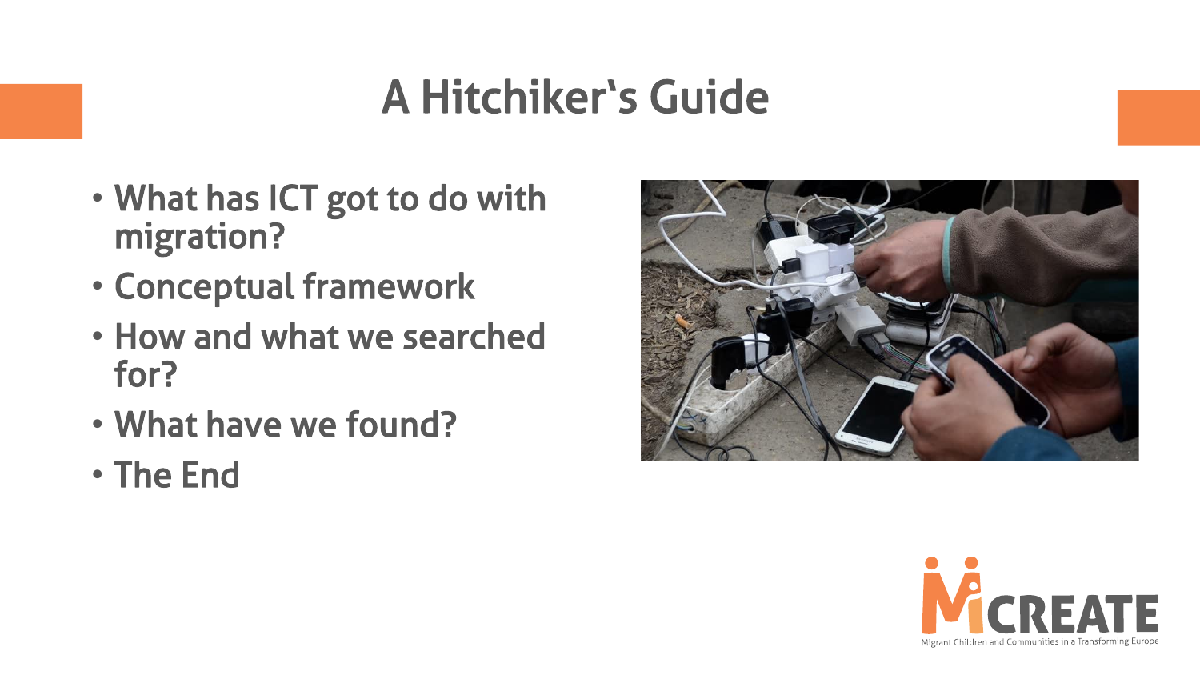# A Hitchiker's Guide

- What has ICT got to do with migration?
- Conceptual framework
- How and what we searched for?
- What have we found?
- The End

MiCREATE

Migrant Children and Communities in a Transforming Europe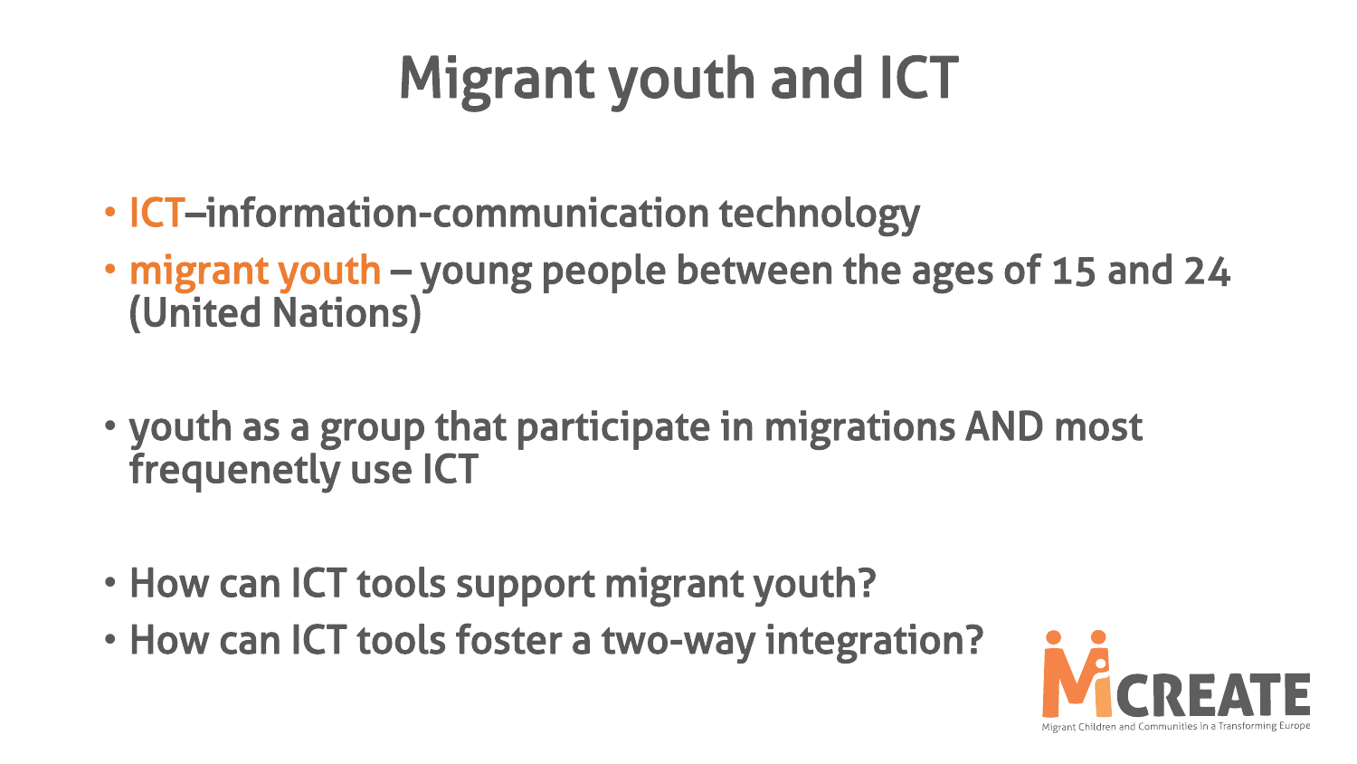# Migrant youth and ICT

- ICT–information-communication technology
- migrant youth – young people between the ages of 15 and 24 (United Nations)

- youth as a group that participate in migrations AND most frequenetly use ICT

- How can ICT tools support migrant youth?
- How can ICT tools foster a two-way integration?

MiCREATE
Migrant Children and Communities in a Transforming Europe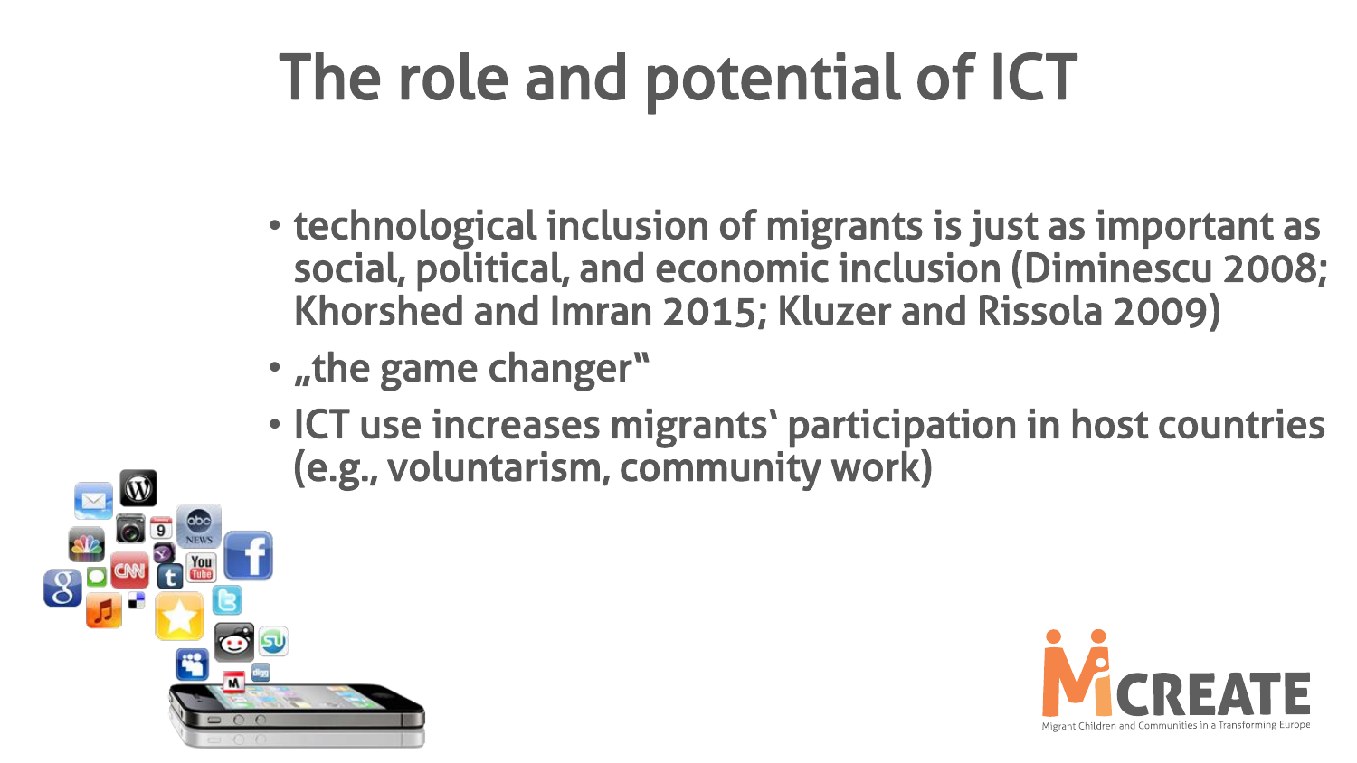# The role and potential of ICT

- technological inclusion of migrants is just as important as social, political, and economic inclusion (Diminescu 2008; Khorshed and Imran 2015; Kluzer and Rissola 2009)
- „the game changer"
- ICT use increases migrants' participation in host countries (e.g., voluntarism, community work)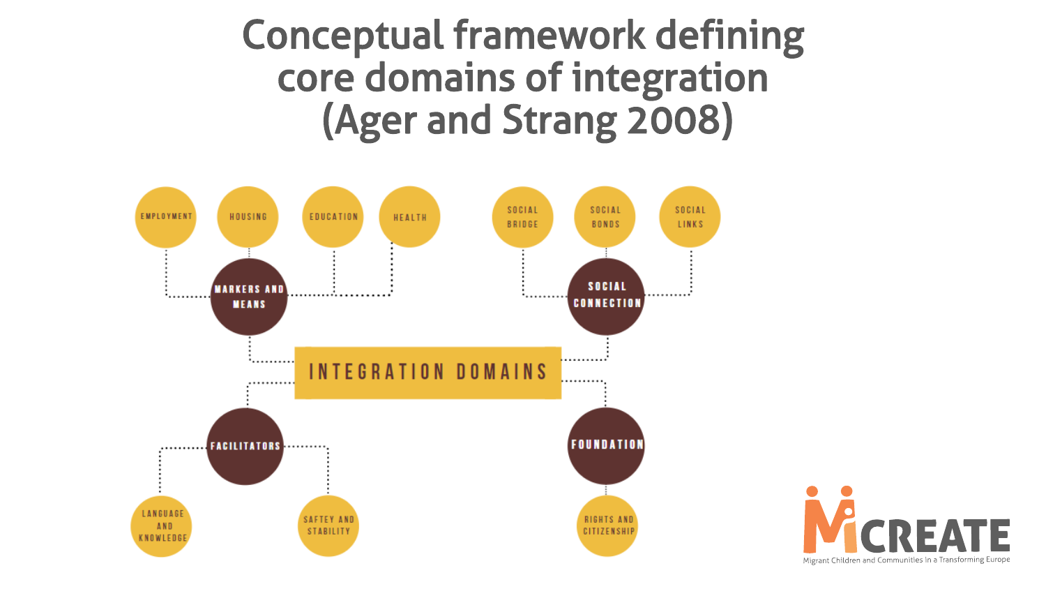# Conceptual framework defining core domains of integration (Ager and Strang 2008)

INTEGRATION DOMAINS

MARKERS AND MEANS

EMPLOYMENT

HOUSING

EDUCATION

HEALTH

SOCIAL CONNECTION

SOCIAL BRIDGE

SOCIAL BONDS

SOCIAL LINKS

FACILITATORS

LANGUAGE AND KNOWLEDGE

SAFTEY AND STABILITY

FOUNDATION

RIGHTS AND CITIZENSHIP

MiCREATE

Migrant Children and Communities in a Transforming Europe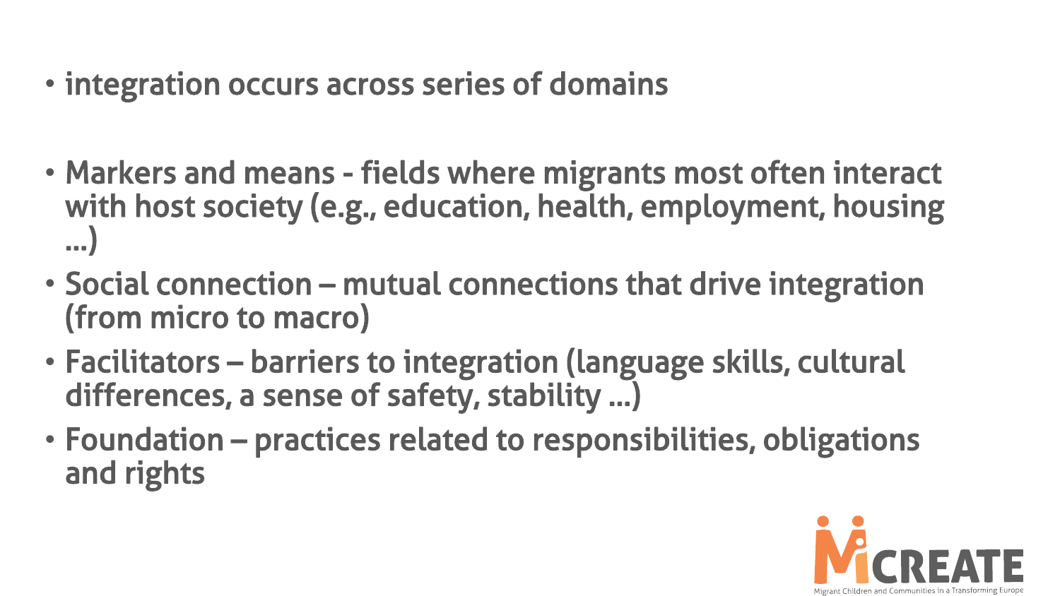- integration occurs across series of domains

- Markers and means - fields where migrants most often interact with host society (e.g., education, health, employment, housing ...)
- Social connection – mutual connections that drive integration (from micro to macro)
- Facilitators – barriers to integration (language skills, cultural differences, a sense of safety, stability ...)
- Foundation – practices related to responsibilities, obligations and rights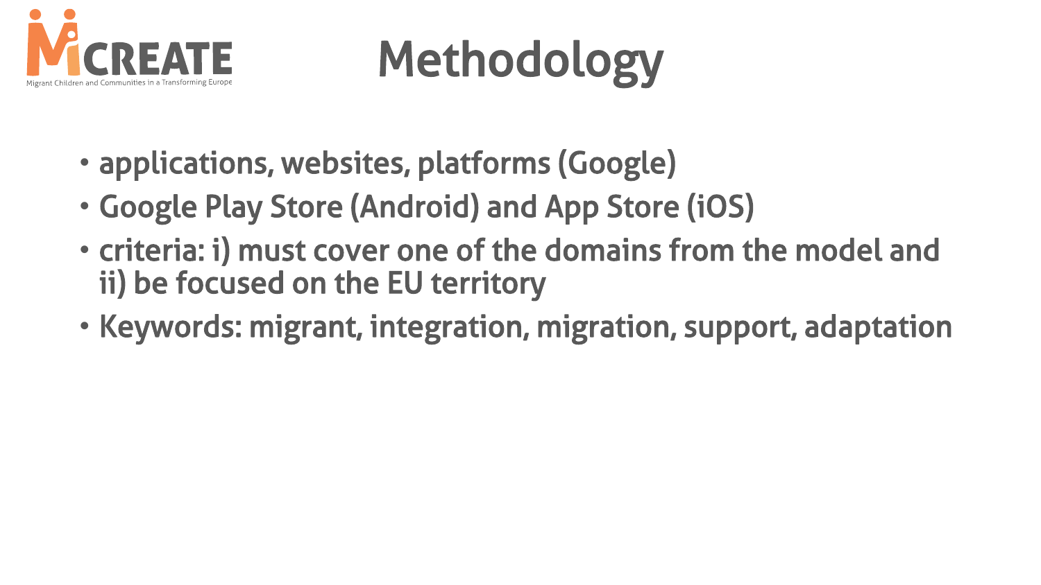# Methodology

- applications, websites, platforms (Google)
- Google Play Store (Android) and App Store (iOS)
- criteria: i) must cover one of the domains from the model and ii) be focused on the EU territory
- Keywords: migrant, integration, migration, support, adaptation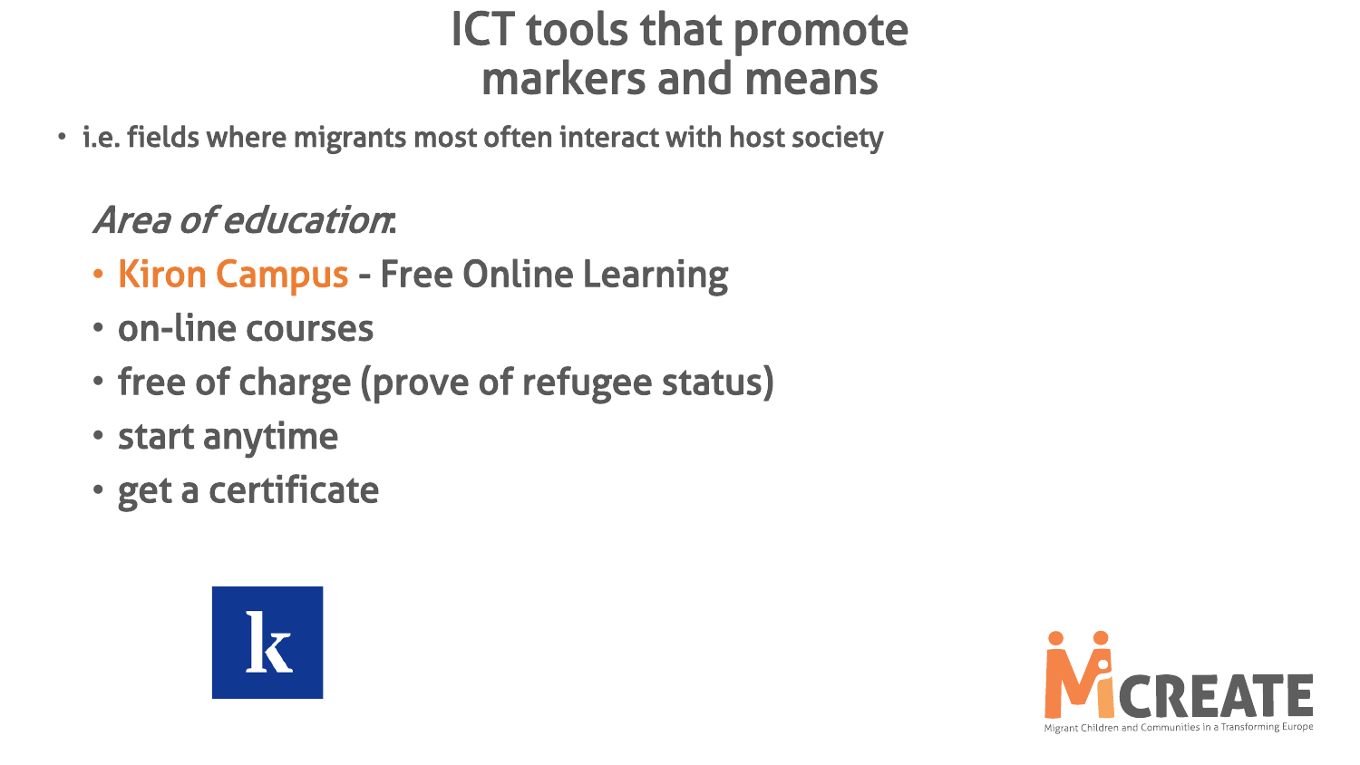# ICT tools that promote markers and means

- i.e. fields where migrants most often interact with host society

*Area of education*:

- Kiron Campus - Free Online Learning
- on-line courses
- free of charge (prove of refugee status)
- start anytime
- get a certificate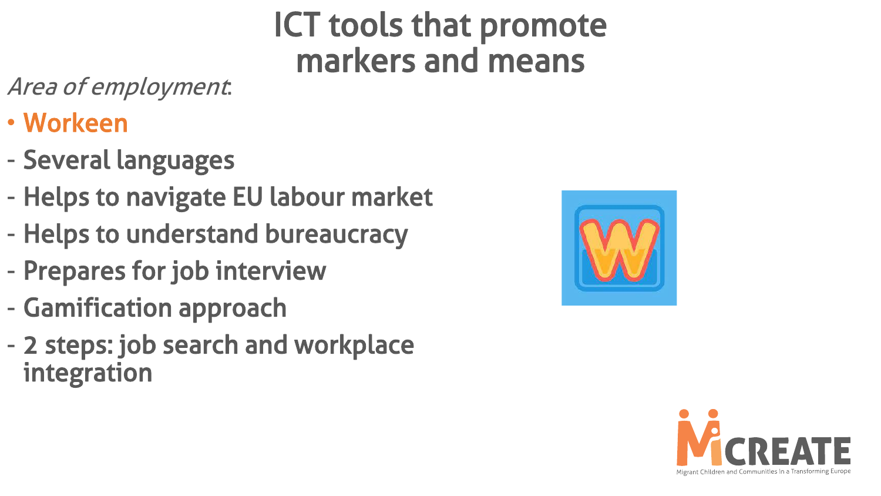# ICT tools that promote markers and means

*Area of employment*:

- Workeen
- Several languages
- Helps to navigate EU labour market
- Helps to understand bureaucracy
- Prepares for job interview
- Gamification approach
- 2 steps: job search and workplace integration

MiCREATE
Migrant Children and Communities in a Transforming Europe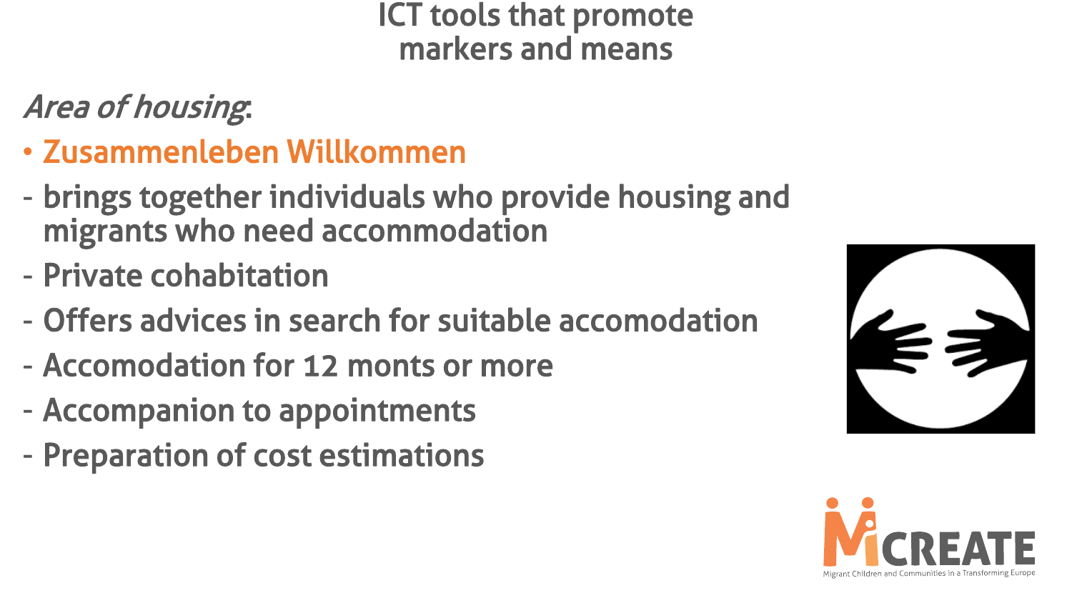# ICT tools that promote markers and means

*Area of housing*:

- Zusammenleben Willkommen
  - brings together individuals who provide housing and migrants who need accommodation
  - Private cohabitation
  - Offers advices in search for suitable accomodation
  - Accomodation for 12 monts or more
  - Accompanion to appointments
  - Preparation of cost estimations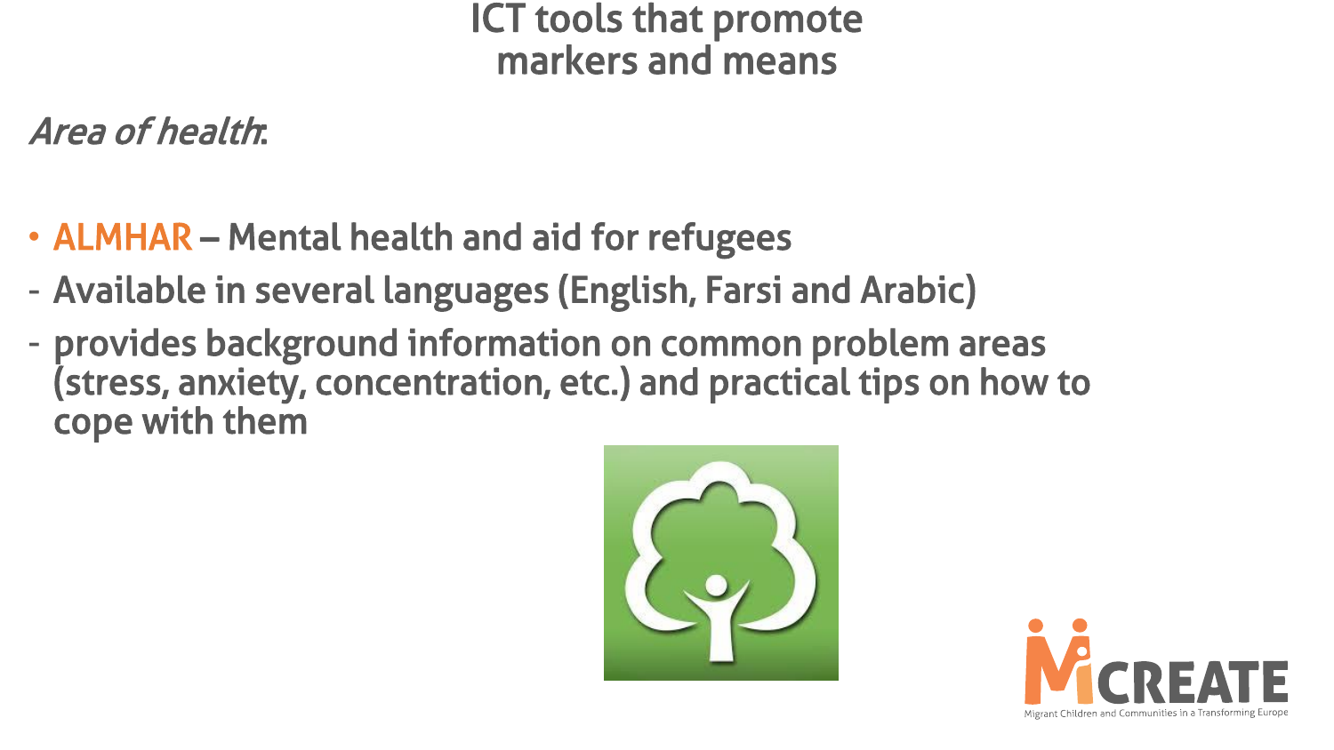# ICT tools that promote markers and means

*Area of health*:

- **ALMHAR** – Mental health and aid for refugees
- Available in several languages (English, Farsi and Arabic)
- provides background information on common problem areas (stress, anxiety, concentration, etc.) and practical tips on how to cope with them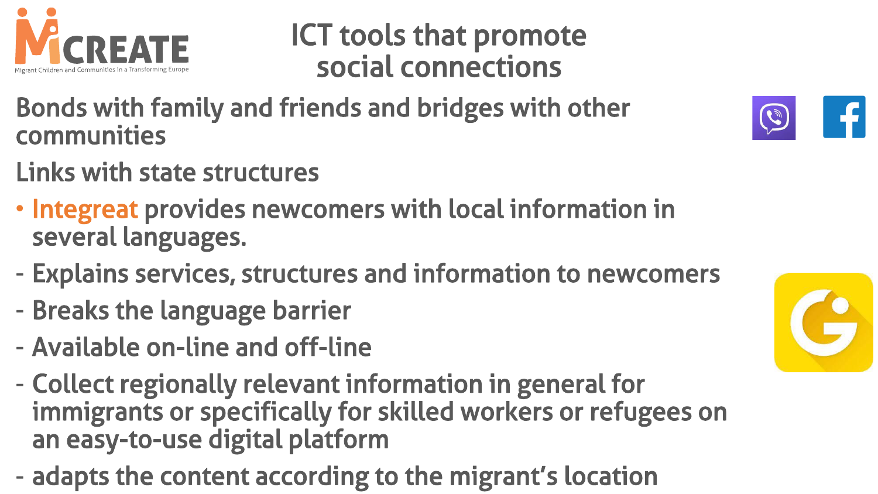MiCREATE

Migrant Children and Communities in a Transforming Europe

# ICT tools that promote social connections

Bonds with family and friends and bridges with other communities

Links with state structures

- Integreat provides newcomers with local information in several languages.

- Explains services, structures and information to newcomers
- Breaks the language barrier
- Available on-line and off-line
- Collect regionally relevant information in general for immigrants or specifically for skilled workers or refugees on an easy-to-use digital platform
- adapts the content according to the migrant's location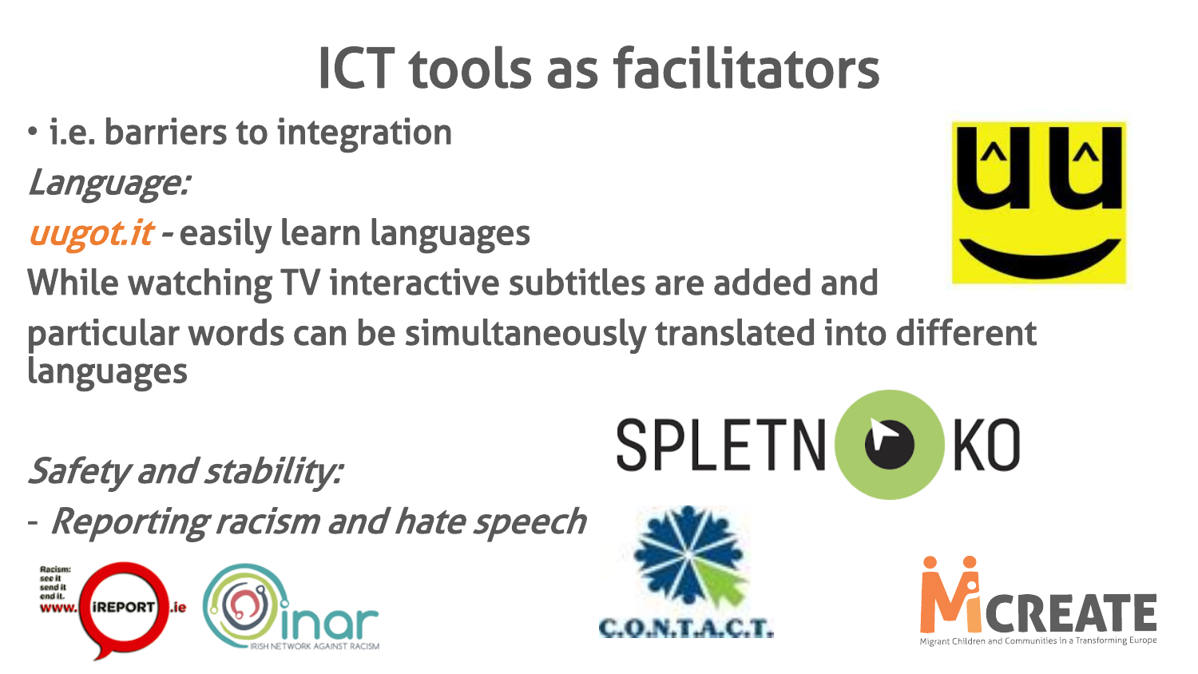# ICT tools as facilitators

- i.e. barriers to integration

*Language:*

*uugot.it* - easily learn languages

While watching TV interactive subtitles are added and particular words can be simultaneously translated into different languages

*Safety and stability:*

- *Reporting racism and hate speech*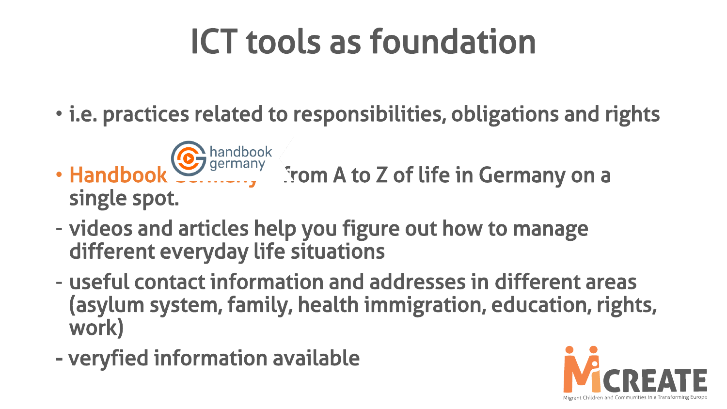# ICT tools as foundation

- i.e. practices related to responsibilities, obligations and rights

- Handbook Germany – from A to Z of life in Germany on a single spot.

- videos and articles help you figure out how to manage different everyday life situations
- useful contact information and addresses in different areas (asylum system, family, health immigration, education, rights, work)
- veryfied information available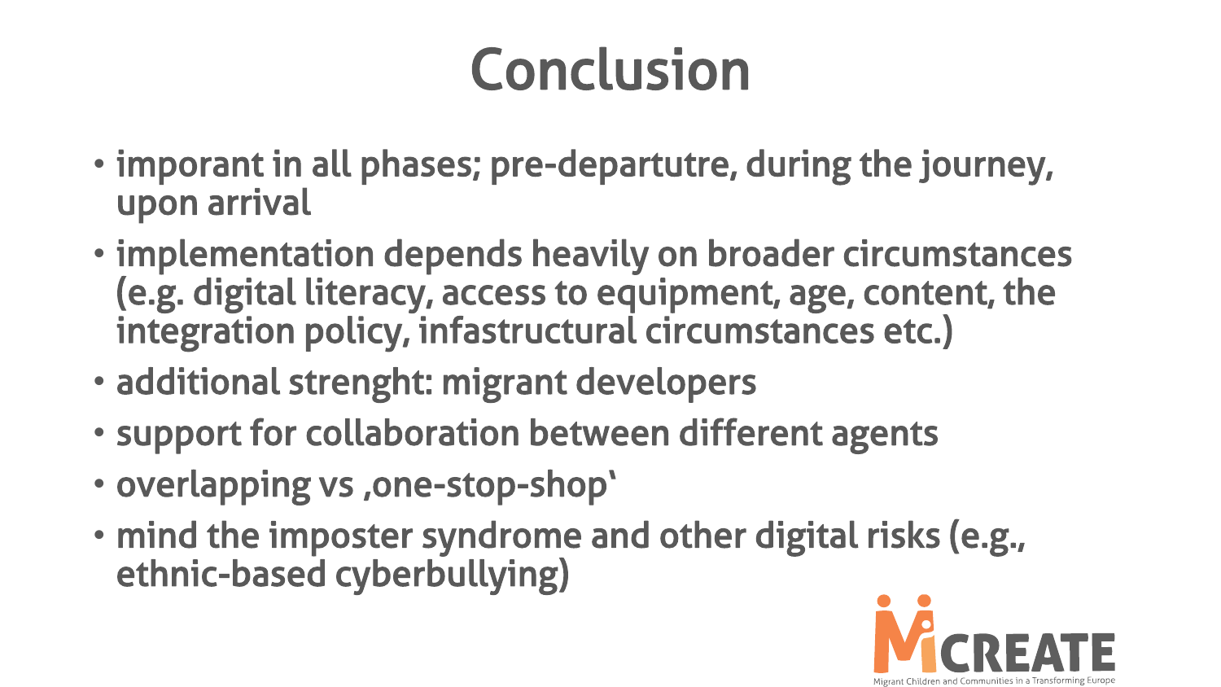# Conclusion

- imporant in all phases; pre-departutre, during the journey, upon arrival
- implementation depends heavily on broader circumstances (e.g. digital literacy, access to equipment, age, content, the integration policy, infastructural circumstances etc.)
- additional strenght: migrant developers
- support for collaboration between different agents
- overlapping vs ‚one-stop-shop'
- mind the imposter syndrome and other digital risks (e.g., ethnic-based cyberbullying)

MiCREATE
Migrant Children and Communities in a Transforming Europe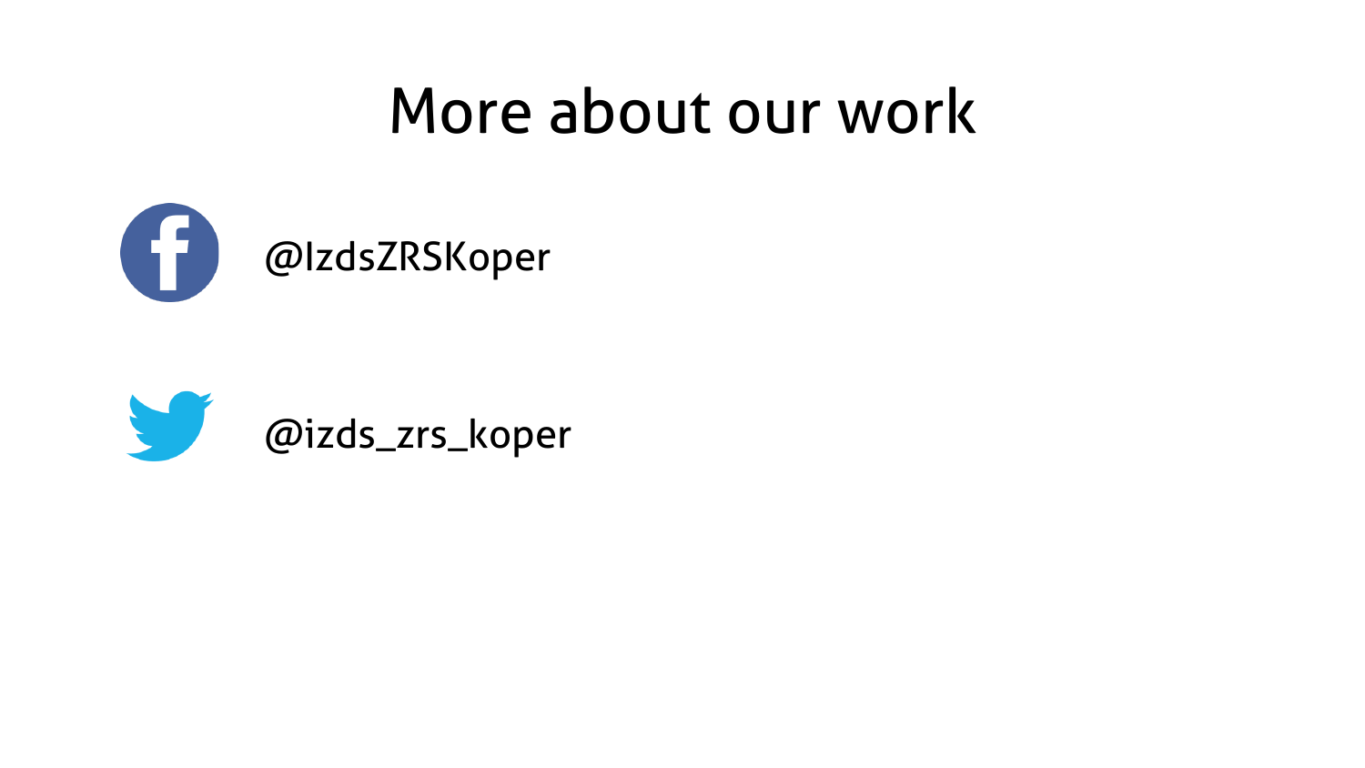# More about our work

@IzdsZRSKoper

@izds_zrs_koper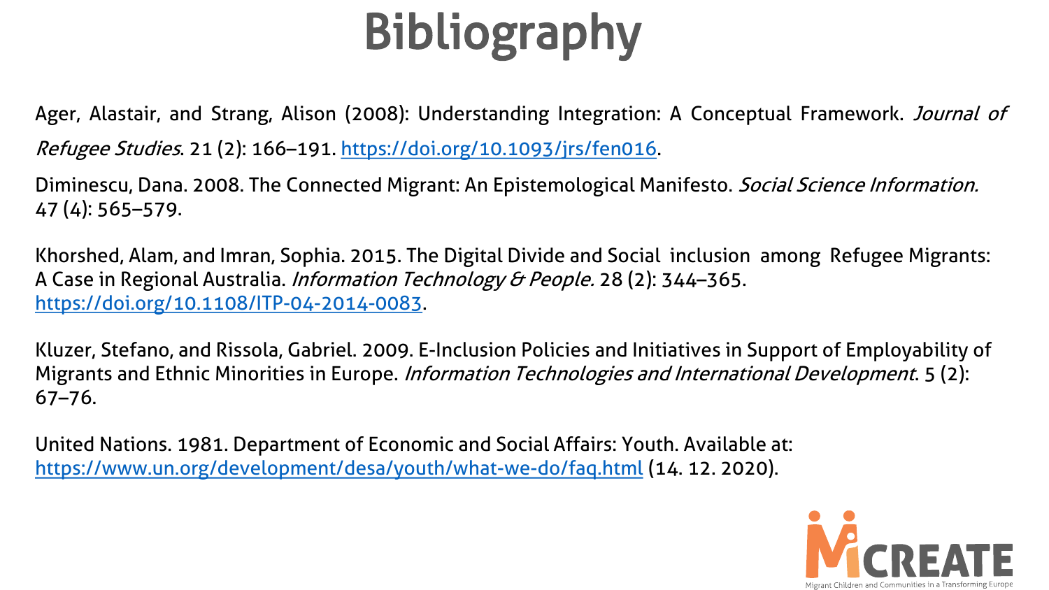# Bibliography

Ager, Alastair, and Strang, Alison (2008): Understanding Integration: A Conceptual Framework. *Journal of Refugee Studies*. 21 (2): 166–191. https://doi.org/10.1093/jrs/fen016.

Diminescu, Dana. 2008. The Connected Migrant: An Epistemological Manifesto. *Social Science Information.* 47 (4): 565–579.

Khorshed, Alam, and Imran, Sophia. 2015. The Digital Divide and Social inclusion among Refugee Migrants: A Case in Regional Australia. *Information Technology & People.* 28 (2): 344–365. https://doi.org/10.1108/ITP-04-2014-0083.

Kluzer, Stefano, and Rissola, Gabriel. 2009. E-Inclusion Policies and Initiatives in Support of Employability of Migrants and Ethnic Minorities in Europe. *Information Technologies and International Development*. 5 (2): 67–76.

United Nations. 1981. Department of Economic and Social Affairs: Youth. Available at: https://www.un.org/development/desa/youth/what-we-do/faq.html (14. 12. 2020).

MiCREATE

Migrant Children and Communities in a Transforming Europe